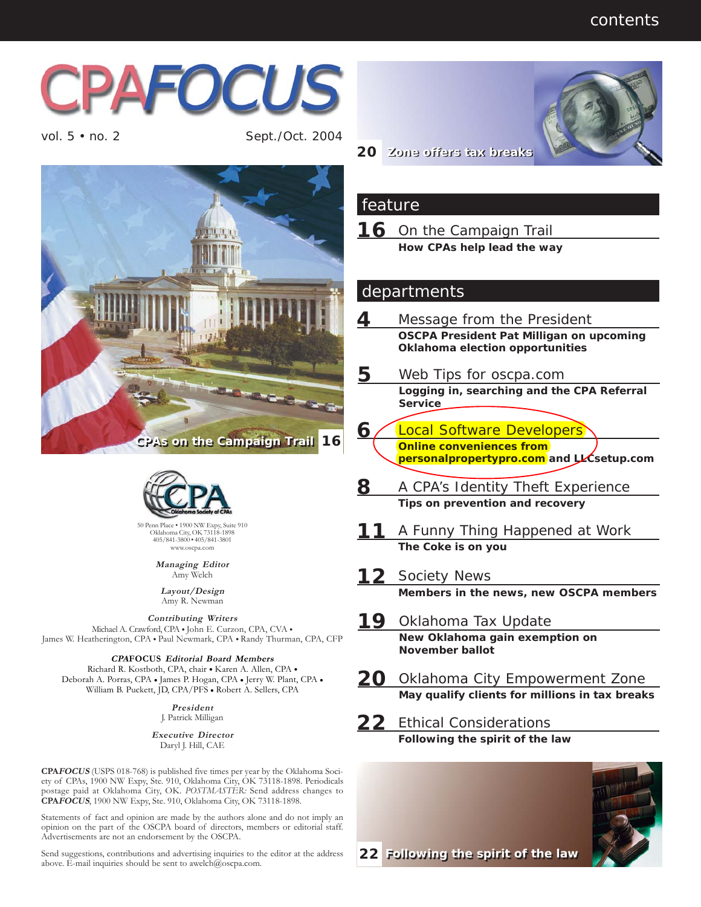contents

# CPAFOCUS

vol. 5 • no. 2 Sept./Oct. 2004

CPAs on the Campaign Trail 16

20 Zone offers tax breaks

## feature

**16** On the Campaign Trail
**How CPAs help lead the way**

## departments

**4** Message from the President
**OSCPA President Pat Milligan on upcoming Oklahoma election opportunities**

**5** Web Tips for oscpa.com
**Logging in, searching and the CPA Referral Service**

**6** Local Software Developers
**Online conveniences from personalpropertypro.com and LLCsetup.com**

**8** A CPA's Identity Theft Experience
**Tips on prevention and recovery**

**11** A Funny Thing Happened at Work
**The Coke is on you**

**12** Society News
**Members in the news, new OSCPA members**

**19** Oklahoma Tax Update
**New Oklahoma gain exemption on November ballot**

**20** Oklahoma City Empowerment Zone
**May qualify clients for millions in tax breaks**

**22** Ethical Considerations
**Following the spirit of the law**

22 Following the spirit of the law

---

CPA Oklahoma Society of CPAs

50 Penn Place • 1900 NW Expy, Suite 910
Oklahoma City, OK 73118-1898
405/841-3800 • 405/841-3801
www.oscpa.com

***Managing Editor***
Amy Welch

***Layout/Design***
Amy R. Newman

***Contributing Writers***
Michael A. Crawford, CPA • John E. Curzon, CPA, CVA •
James W. Heatherington, CPA • Paul Newmark, CPA • Randy Thurman, CPA, CFP

***CPAFOCUS Editorial Board Members***
Richard R. Kostboth, CPA, chair • Karen A. Allen, CPA •
Deborah A. Porras, CPA • James P. Hogan, CPA • Jerry W. Plant, CPA •
William B. Puckett, JD, CPA/PFS • Robert A. Sellers, CPA

***President***
J. Patrick Milligan

***Executive Director***
Daryl J. Hill, CAE

**CPA*FOCUS*** (USPS 018-768) is published five times per year by the Oklahoma Society of CPAs, 1900 NW Expy, Ste. 910, Oklahoma City, OK 73118-1898. Periodicals postage paid at Oklahoma City, OK. *POSTMASTER:* Send address changes to **CPA*FOCUS***, 1900 NW Expy, Ste. 910, Oklahoma City, OK 73118-1898.

Statements of fact and opinion are made by the authors alone and do not imply an opinion on the part of the OSCPA board of directors, members or editorial staff. Advertisements are not an endorsement by the OSCPA.

Send suggestions, contributions and advertising inquiries to the editor at the address above. E-mail inquiries should be sent to awelch@oscpa.com.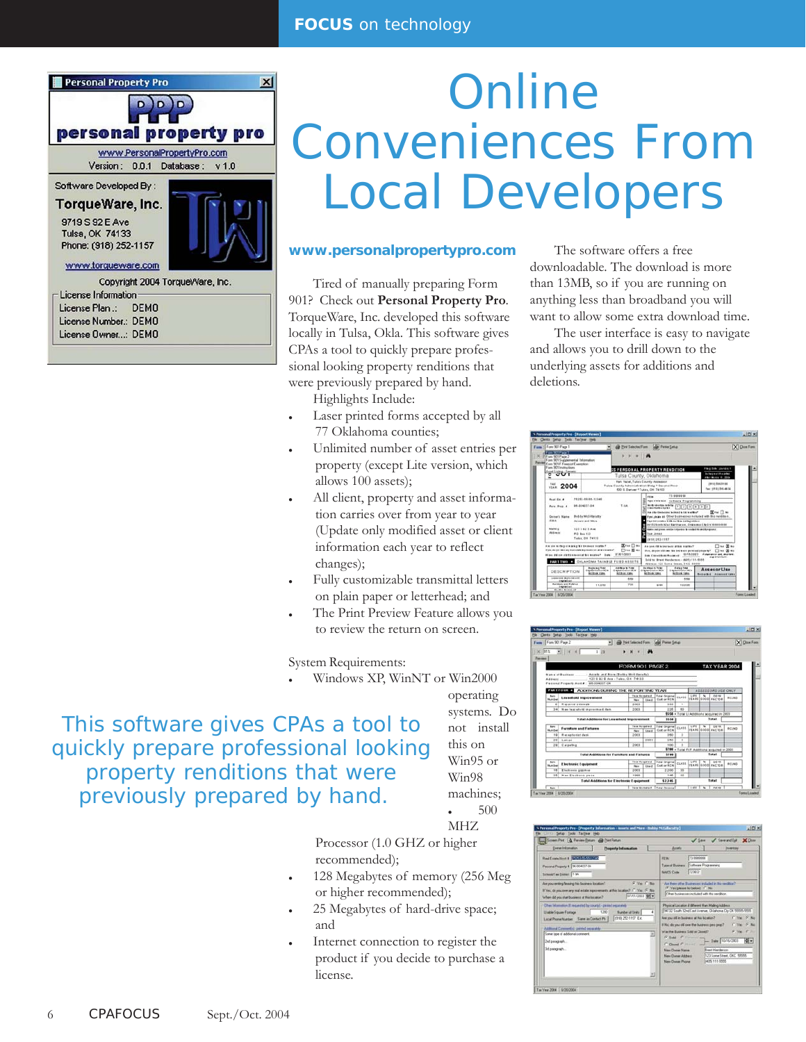# Online Conveniences From Local Developers

**www.personalpropertypro.com**

Tired of manually preparing Form 901? Check out **Personal Property Pro**. TorqueWare, Inc. developed this software locally in Tulsa, Okla. This software gives CPAs a tool to quickly prepare professional looking property renditions that were previously prepared by hand.

Highlights Include:

- Laser printed forms accepted by all 77 Oklahoma counties;
- Unlimited number of asset entries per property (except Lite version, which allows 100 assets);
- All client, property and asset information carries over from year to year (Update only modified asset or client information each year to reflect changes);
- Fully customizable transmittal letters on plain paper or letterhead; and
- The Print Preview Feature allows you to review the return on screen.

System Requirements:

- Windows XP, WinNT or Win2000 operating systems. Do not install this on Win95 or Win98 machines;
- 500 MHZ Processor (1.0 GHZ or higher recommended);
- 128 Megabytes of memory (256 Meg or higher recommended);
- 25 Megabytes of hard-drive space; and
- Internet connection to register the product if you decide to purchase a license.

This software gives CPAs a tool to quickly prepare professional looking property renditions that were previously prepared by hand.

The software offers a free downloadable. The download is more than 13MB, so if you are running on anything less than broadband you will want to allow some extra download time.

The user interface is easy to navigate and allows you to drill down to the underlying assets for additions and deletions.